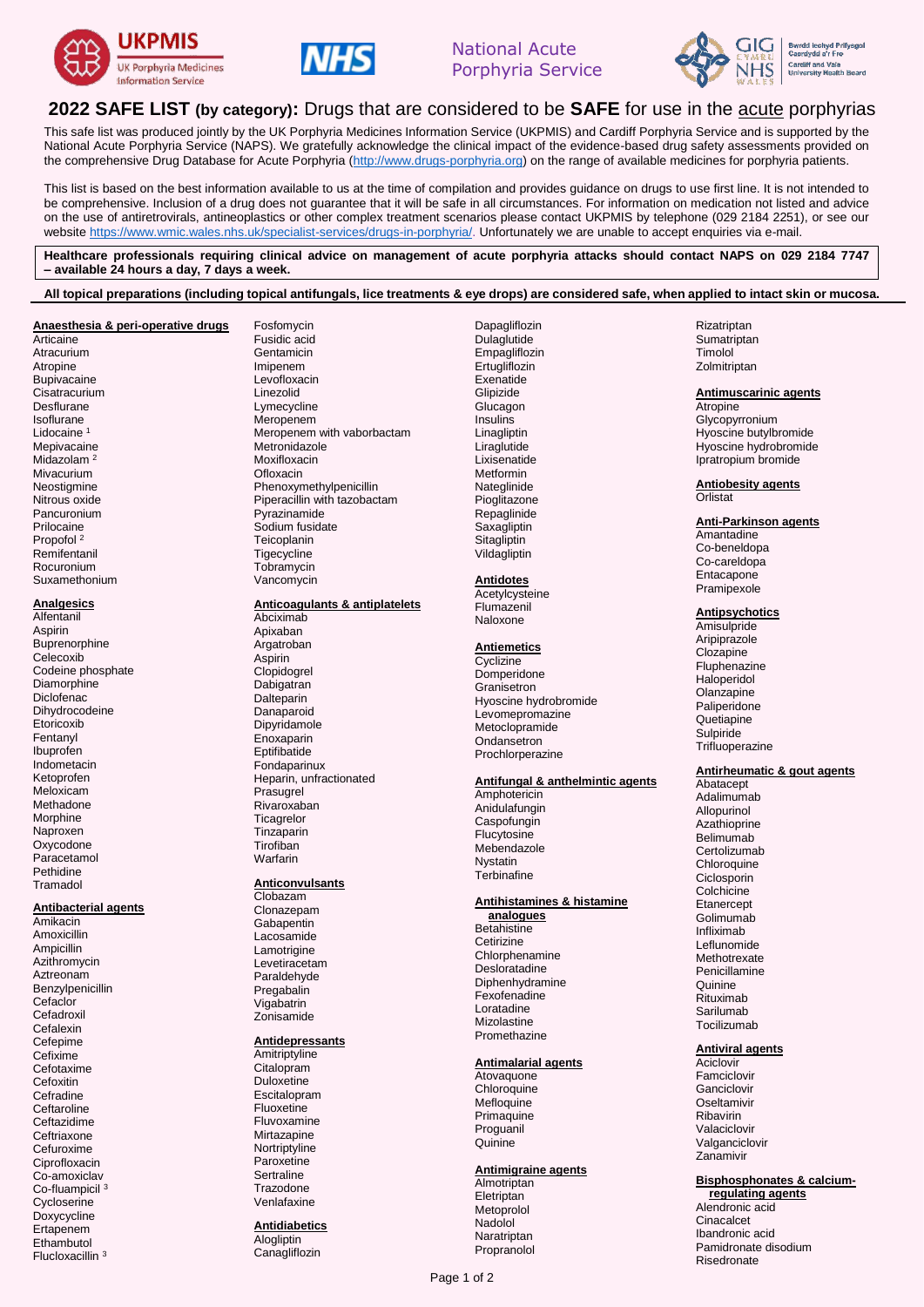UKPMIS UK Porphyria Medicines Information Service | NHS | National Acute Porphyria Service | GIG Cymru NHS Wales — Bwrdd Iechyd Prifysgol Caerdydd a'r Fro / Cardiff and Vale University Health Board

# 2022 SAFE LIST (by category): Drugs that are considered to be SAFE for use in the acute porphyrias

This safe list was produced jointly by the UK Porphyria Medicines Information Service (UKPMIS) and Cardiff Porphyria Service and is supported by the National Acute Porphyria Service (NAPS). We gratefully acknowledge the clinical impact of the evidence-based drug safety assessments provided on the comprehensive Drug Database for Acute Porphyria (http://www.drugs-porphyria.org) on the range of available medicines for porphyria patients.

This list is based on the best information available to us at the time of compilation and provides guidance on drugs to use first line. It is not intended to be comprehensive. Inclusion of a drug does not guarantee that it will be safe in all circumstances. For information on medication not listed and advice on the use of antiretrovirals, antineoplastics or other complex treatment scenarios please contact UKPMIS by telephone (029 2184 2251), or see our website https://www.wmic.wales.nhs.uk/specialist-services/drugs-in-porphyria/. Unfortunately we are unable to accept enquiries via e-mail.

**Healthcare professionals requiring clinical advice on management of acute porphyria attacks should contact NAPS on 029 2184 7747 – available 24 hours a day, 7 days a week.**

**All topical preparations (including topical antifungals, lice treatments & eye drops) are considered safe, when applied to intact skin or mucosa.**

### Anaesthesia & peri-operative drugs
Articaine
Atracurium
Atropine
Bupivacaine
Cisatracurium
Desflurane
Isoflurane
Lidocaine [1]
Mepivacaine
Midazolam [2]
Mivacurium
Neostigmine
Nitrous oxide
Pancuronium
Prilocaine
Propofol [2]
Remifentanil
Rocuronium
Suxamethonium

### Analgesics
Alfentanil
Aspirin
Buprenorphine
Celecoxib
Codeine phosphate
Diamorphine
Diclofenac
Dihydrocodeine
Etoricoxib
Fentanyl
Ibuprofen
Indometacin
Ketoprofen
Meloxicam
Methadone
Morphine
Naproxen
Oxycodone
Paracetamol
Pethidine
Tramadol

### Antibacterial agents
Amikacin
Amoxicillin
Ampicillin
Azithromycin
Aztreonam
Benzylpenicillin
Cefaclor
Cefadroxil
Cefalexin
Cefepime
Cefixime
Cefotaxime
Cefoxitin
Cefradine
Ceftaroline
Ceftazidime
Ceftriaxone
Cefuroxime
Ciprofloxacin
Co-amoxiclav
Co-fluampicil [3]
Cycloserine
Doxycycline
Ertapenem
Ethambutol
Flucloxacillin [3]
Fosfomycin
Fusidic acid
Gentamicin
Imipenem
Levofloxacin
Linezolid
Lymecycline
Meropenem
Meropenem with vaborbactam
Metronidazole
Moxifloxacin
Ofloxacin
Phenoxymethylpenicillin
Piperacillin with tazobactam
Pyrazinamide
Sodium fusidate
Teicoplanin
Tigecycline
Tobramycin
Vancomycin

### Anticoagulants & antiplatelets
Abciximab
Apixaban
Argatroban
Aspirin
Clopidogrel
Dabigatran
Dalteparin
Danaparoid
Dipyridamole
Enoxaparin
Eptifibatide
Fondaparinux
Heparin, unfractionated
Prasugrel
Rivaroxaban
Ticagrelor
Tinzaparin
Tirofiban
Warfarin

### Anticonvulsants
Clobazam
Clonazepam
Gabapentin
Lacosamide
Lamotrigine
Levetiracetam
Paraldehyde
Pregabalin
Vigabatrin
Zonisamide

### Antidepressants
Amitriptyline
Citalopram
Duloxetine
Escitalopram
Fluoxetine
Fluvoxamine
Mirtazapine
Nortriptyline
Paroxetine
Sertraline
Trazodone
Venlafaxine

### Antidiabetics
Alogliptin
Canagliflozin
Dapagliflozin
Dulaglutide
Empagliflozin
Ertugliflozin
Exenatide
Glipizide
Glucagon
Insulins
Linagliptin
Liraglutide
Lixisenatide
Metformin
Nateglinide
Pioglitazone
Repaglinide
Saxagliptin
Sitagliptin
Vildagliptin

### Antidotes
Acetylcysteine
Flumazenil
Naloxone

### Antiemetics
Cyclizine
Domperidone
Granisetron
Hyoscine hydrobromide
Levomepromazine
Metoclopramide
Ondansetron
Prochlorperazine

### Antifungal & anthelmintic agents
Amphotericin
Anidulafungin
Caspofungin
Flucytosine
Mebendazole
Nystatin
Terbinafine

### Antihistamines & histamine analogues
Betahistine
Cetirizine
Chlorphenamine
Desloratadine
Diphenhydramine
Fexofenadine
Loratadine
Mizolastine
Promethazine

### Antimalarial agents
Atovaquone
Chloroquine
Mefloquine
Primaquine
Proguanil
Quinine

### Antimigraine agents
Almotriptan
Eletriptan
Metoprolol
Nadolol
Naratriptan
Propranolol
Rizatriptan
Sumatriptan
Timolol
Zolmitriptan

### Antimuscarinic agents
Atropine
Glycopyrronium
Hyoscine butylbromide
Hyoscine hydrobromide
Ipratropium bromide

### Antiobesity agents
Orlistat

### Anti-Parkinson agents
Amantadine
Co-beneldopa
Co-careldopa
Entacapone
Pramipexole

### Antipsychotics
Amisulpride
Aripiprazole
Clozapine
Fluphenazine
Haloperidol
Olanzapine
Paliperidone
Quetiapine
Sulpiride
Trifluoperazine

### Antirheumatic & gout agents
Abatacept
Adalimumab
Allopurinol
Azathioprine
Belimumab
Certolizumab
Chloroquine
Ciclosporin
Colchicine
Etanercept
Golimumab
Infliximab
Leflunomide
Methotrexate
Penicillamine
Quinine
Rituximab
Sarilumab
Tocilizumab

### Antiviral agents
Aciclovir
Famciclovir
Ganciclovir
Oseltamivir
Ribavirin
Valaciclovir
Valganciclovir
Zanamivir

### Bisphosphonates & calcium-regulating agents
Alendronic acid
Cinacalcet
Ibandronic acid
Pamidronate disodium
Risedronate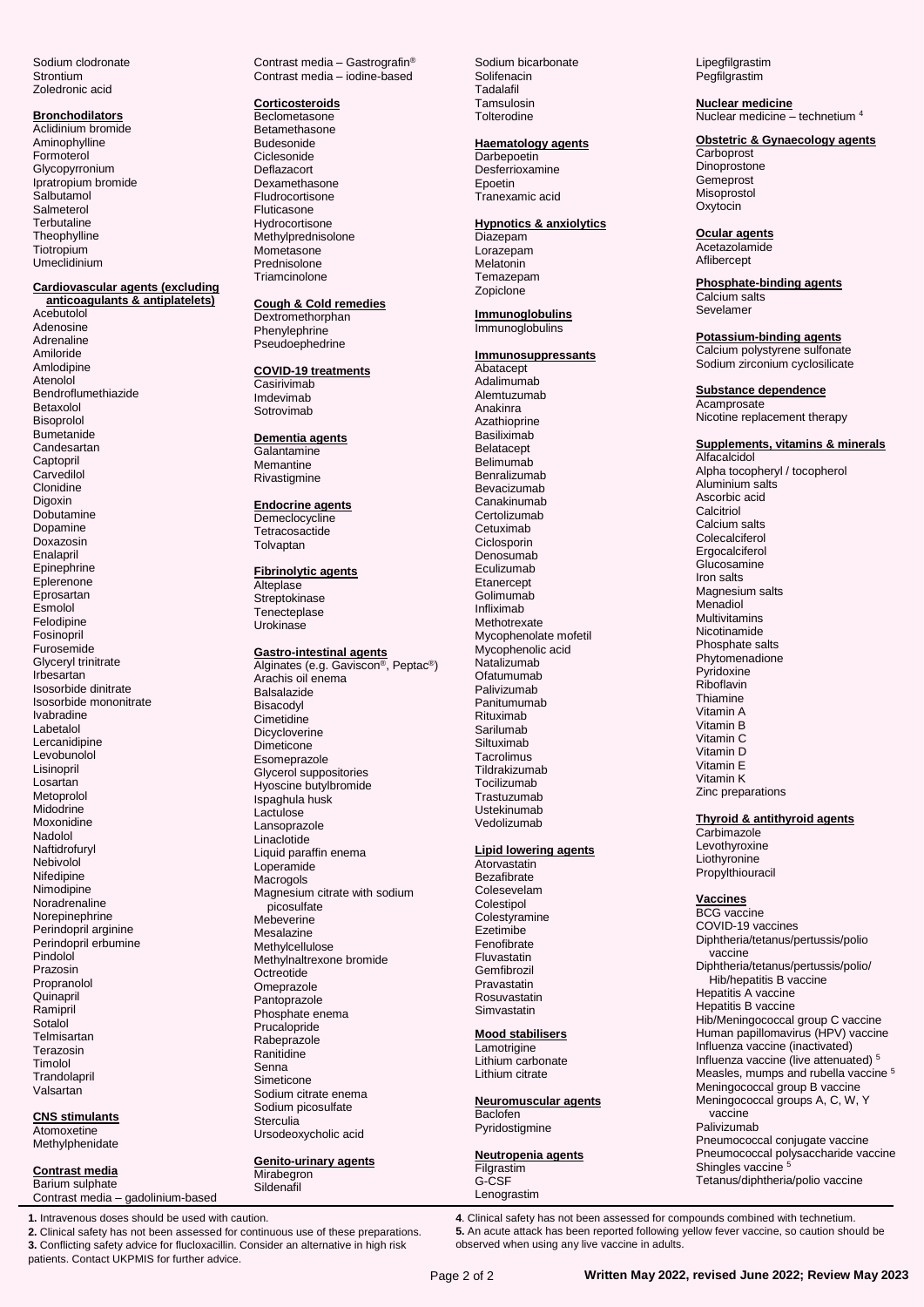Sodium clodronate
Strontium
Zoledronic acid

**Bronchodilators**

Aclidinium bromide
Aminophylline
Formoterol
Glycopyrronium
Ipratropium bromide
Salbutamol
Salmeterol
Terbutaline
Theophylline
Tiotropium
Umeclidinium

**Cardiovascular agents (excluding anticoagulants & antiplatelets)**

Acebutolol
Adenosine
Adrenaline
Amiloride
Amlodipine
Atenolol
Bendroflumethiazide
Betaxolol
Bisoprolol
Bumetanide
Candesartan
Captopril
Carvedilol
Clonidine
Digoxin
Dobutamine
Dopamine
Doxazosin
Enalapril
Epinephrine
Eplerenone
Eprosartan
Esmolol
Felodipine
Fosinopril
Furosemide
Glyceryl trinitrate
Irbesartan
Isosorbide dinitrate
Isosorbide mononitrate
Ivabradine
Labetalol
Lercanidipine
Levobunolol
Lisinopril
Losartan
Metoprolol
Midodrine
Moxonidine
Nadolol
Naftidrofuryl
Nebivolol
Nifedipine
Nimodipine
Noradrenaline
Norepinephrine
Perindopril arginine
Perindopril erbumine
Pindolol
Prazosin
Propranolol
Quinapril
Ramipril
Sotalol
Telmisartan
Terazosin
Timolol
Trandolapril
Valsartan

**CNS stimulants**

Atomoxetine
Methylphenidate

**Contrast media**

Barium sulphate
Contrast media – gadolinium-based
Contrast media – Gastrografin®
Contrast media – iodine-based

**Corticosteroids**

Beclometasone
Betamethasone
Budesonide
Ciclesonide
Deflazacort
Dexamethasone
Fludrocortisone
Fluticasone
Hydrocortisone
Methylprednisolone
Mometasone
Prednisolone
Triamcinolone

**Cough & Cold remedies**

Dextromethorphan
Phenylephrine
Pseudoephedrine

**COVID-19 treatments**

Casirivimab
Imdevimab
Sotrovimab

**Dementia agents**

Galantamine
Memantine
Rivastigmine

**Endocrine agents**

Demeclocycline
Tetracosactide
Tolvaptan

**Fibrinolytic agents**

Alteplase
Streptokinase
Tenecteplase
Urokinase

**Gastro-intestinal agents**

Alginates (e.g. Gaviscon®, Peptac®)
Arachis oil enema
Balsalazide
Bisacodyl
Cimetidine
Dicycloverine
Dimeticone
Esomeprazole
Glycerol suppositories
Hyoscine butylbromide
Ispaghula husk
Lactulose
Lansoprazole
Linaclotide
Liquid paraffin enema
Loperamide
Macrogols
Magnesium citrate with sodium picosulfate
Mebeverine
Mesalazine
Methylcellulose
Methylnaltrexone bromide
Octreotide
Omeprazole
Pantoprazole
Phosphate enema
Prucalopride
Rabeprazole
Ranitidine
Senna
Simeticone
Sodium citrate enema
Sodium picosulfate
Sterculia
Ursodeoxycholic acid

**Genito-urinary agents**

Mirabegron
Sildenafil
Sodium bicarbonate
Solifenacin
Tadalafil
Tamsulosin
Tolterodine

**Haematology agents**

Darbepoetin
Desferrioxamine
Epoetin
Tranexamic acid

**Hypnotics & anxiolytics**

Diazepam
Lorazepam
Melatonin
Temazepam
Zopiclone

**Immunoglobulins**

Immunoglobulins

**Immunosuppressants**

Abatacept
Adalimumab
Alemtuzumab
Anakinra
Azathioprine
Basiliximab
Belatacept
Belimumab
Benralizumab
Bevacizumab
Canakinumab
Certolizumab
Cetuximab
Ciclosporin
Denosumab
Eculizumab
Etanercept
Golimumab
Infliximab
Methotrexate
Mycophenolate mofetil
Mycophenolic acid
Natalizumab
Ofatumumab
Palivizumab
Panitumumab
Rituximab
Sarilumab
Siltuximab
Tacrolimus
Tildrakizumab
Tocilizumab
Trastuzumab
Ustekinumab
Vedolizumab

**Lipid lowering agents**

Atorvastatin
Bezafibrate
Colesevelam
Colestipol
Colestyramine
Ezetimibe
Fenofibrate
Fluvastatin
Gemfibrozil
Pravastatin
Rosuvastatin
Simvastatin

**Mood stabilisers**

Lamotrigine
Lithium carbonate
Lithium citrate

**Neuromuscular agents**

Baclofen
Pyridostigmine

**Neutropenia agents**

Filgrastim
G-CSF
Lenograstim
Lipegfilgrastim
Pegfilgrastim

**Nuclear medicine**

Nuclear medicine – technetium [4]

**Obstetric & Gynaecology agents**

Carboprost
Dinoprostone
Gemeprost
Misoprostol
Oxytocin

**Ocular agents**

Acetazolamide
Aflibercept

**Phosphate-binding agents**

Calcium salts
Sevelamer

**Potassium-binding agents**

Calcium polystyrene sulfonate
Sodium zirconium cyclosilicate

**Substance dependence**

Acamprosate
Nicotine replacement therapy

**Supplements, vitamins & minerals**

Alfacalcidol
Alpha tocopheryl / tocopherol
Aluminium salts
Ascorbic acid
Calcitriol
Calcium salts
Colecalciferol
Ergocalciferol
Glucosamine
Iron salts
Magnesium salts
Menadiol
Multivitamins
Nicotinamide
Phosphate salts
Phytomenadione
Pyridoxine
Riboflavin
Thiamine
Vitamin A
Vitamin B
Vitamin C
Vitamin D
Vitamin E
Vitamin K
Zinc preparations

**Thyroid & antithyroid agents**

Carbimazole
Levothyroxine
Liothyronine
Propylthiouracil

**Vaccines**

BCG vaccine
COVID-19 vaccines
Diphtheria/tetanus/pertussis/polio vaccine
Diphtheria/tetanus/pertussis/polio/Hib/hepatitis B vaccine
Hepatitis A vaccine
Hepatitis B vaccine
Hib/Meningococcal group C vaccine
Human papillomavirus (HPV) vaccine
Influenza vaccine (inactivated)
Influenza vaccine (live attenuated) [5]
Measles, mumps and rubella vaccine [5]
Meningococcal group B vaccine
Meningococcal groups A, C, W, Y vaccine
Palivizumab
Pneumococcal conjugate vaccine
Pneumococcal polysaccharide vaccine
Shingles vaccine [5]
Tetanus/diphtheria/polio vaccine

---

**1.** Intravenous doses should be used with caution.
**2.** Clinical safety has not been assessed for continuous use of these preparations.
**3.** Conflicting safety advice for flucloxacillin. Consider an alternative in high risk patients. Contact UKPMIS for further advice.
**4**. Clinical safety has not been assessed for compounds combined with technetium.
**5.** An acute attack has been reported following yellow fever vaccine, so caution should be observed when using any live vaccine in adults.

**Written May 2022, revised June 2022; Review May 2023**